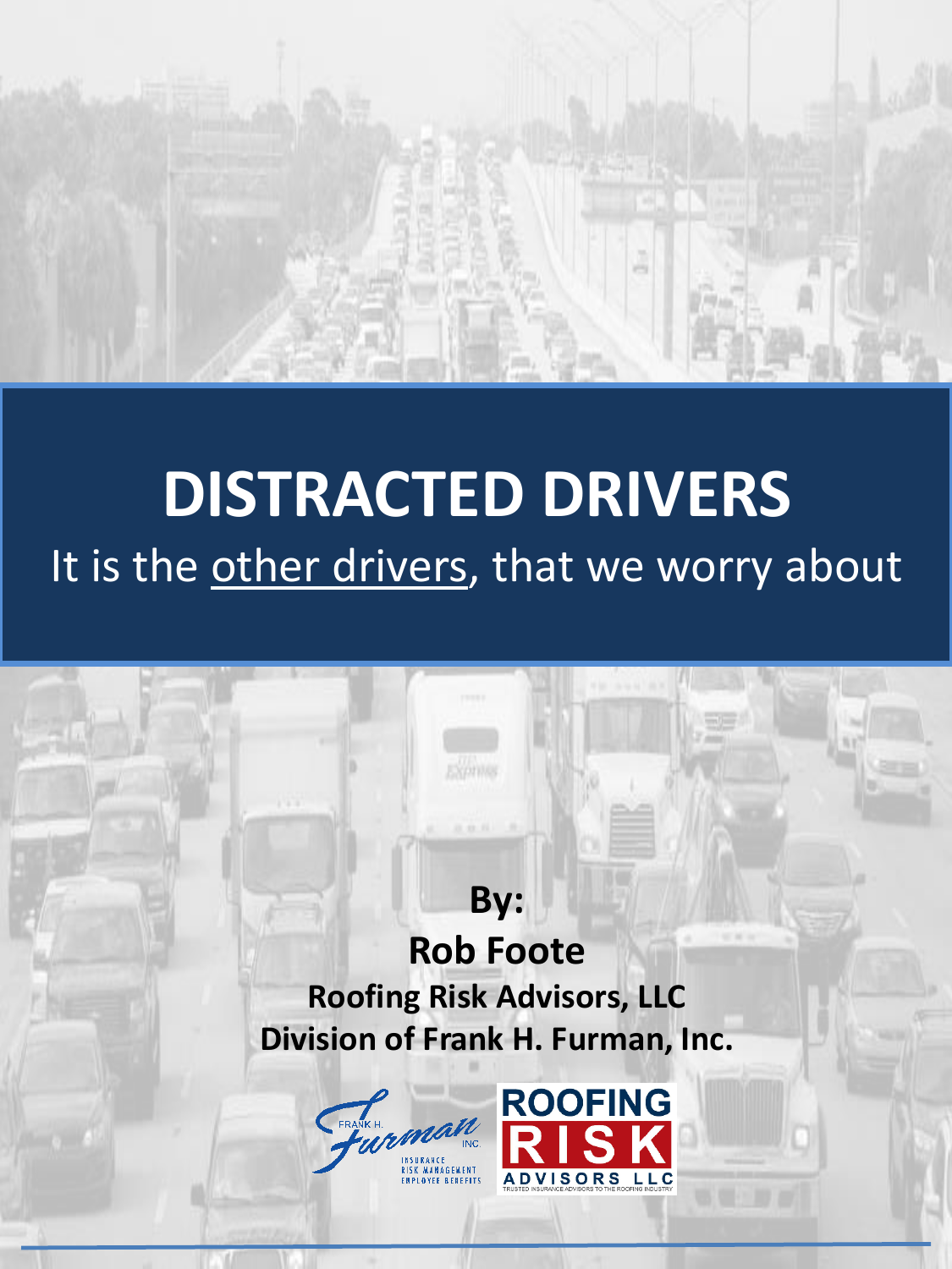# DISTRACTED DRIVERS

It is the other drivers, that we worry about

**By:**

**Rob Foote**

**Roofing Risk Advisors, LLC**

**Division of Frank H. Furman, Inc.**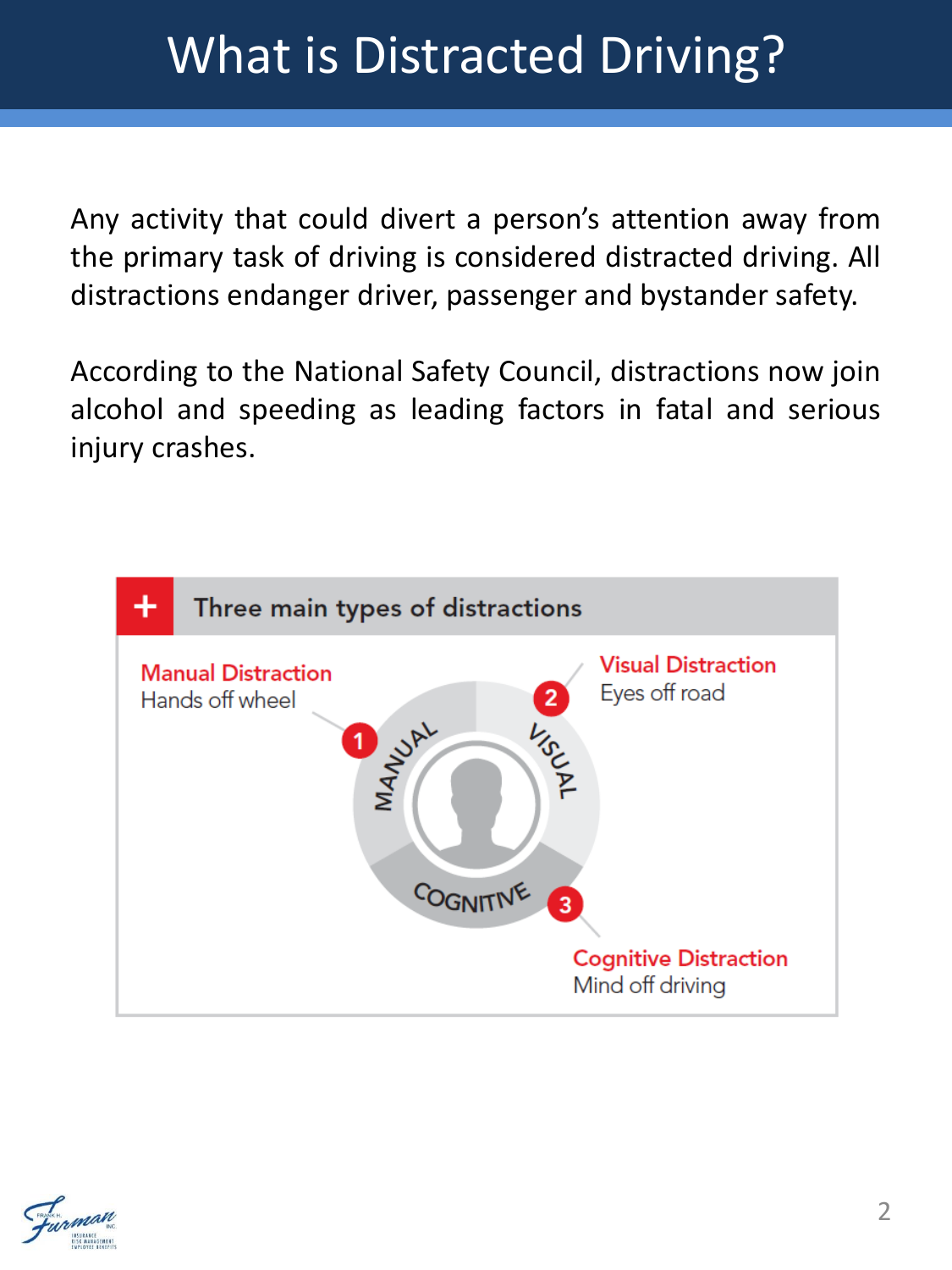# What is Distracted Driving?

Any activity that could divert a person's attention away from the primary task of driving is considered distracted driving. All distractions endanger driver, passenger and bystander safety.

According to the National Safety Council, distractions now join alcohol and speeding as leading factors in fatal and serious injury crashes.

**Three main types of distractions**

1. **Manual Distraction** – Hands off wheel
2. **Visual Distraction** – Eyes off road
3. **Cognitive Distraction** – Mind off driving

MANUAL
VISUAL
COGNITIVE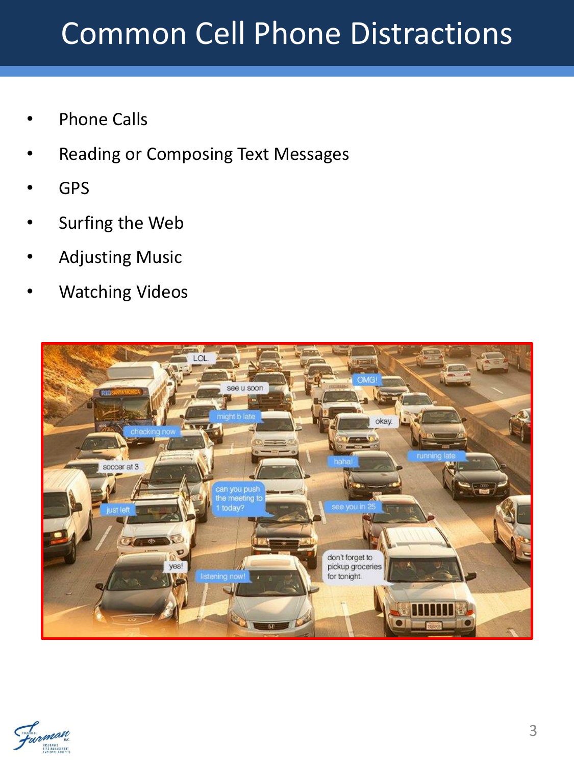# Common Cell Phone Distractions

- Phone Calls
- Reading or Composing Text Messages
- GPS
- Surfing the Web
- Adjusting Music
- Watching Videos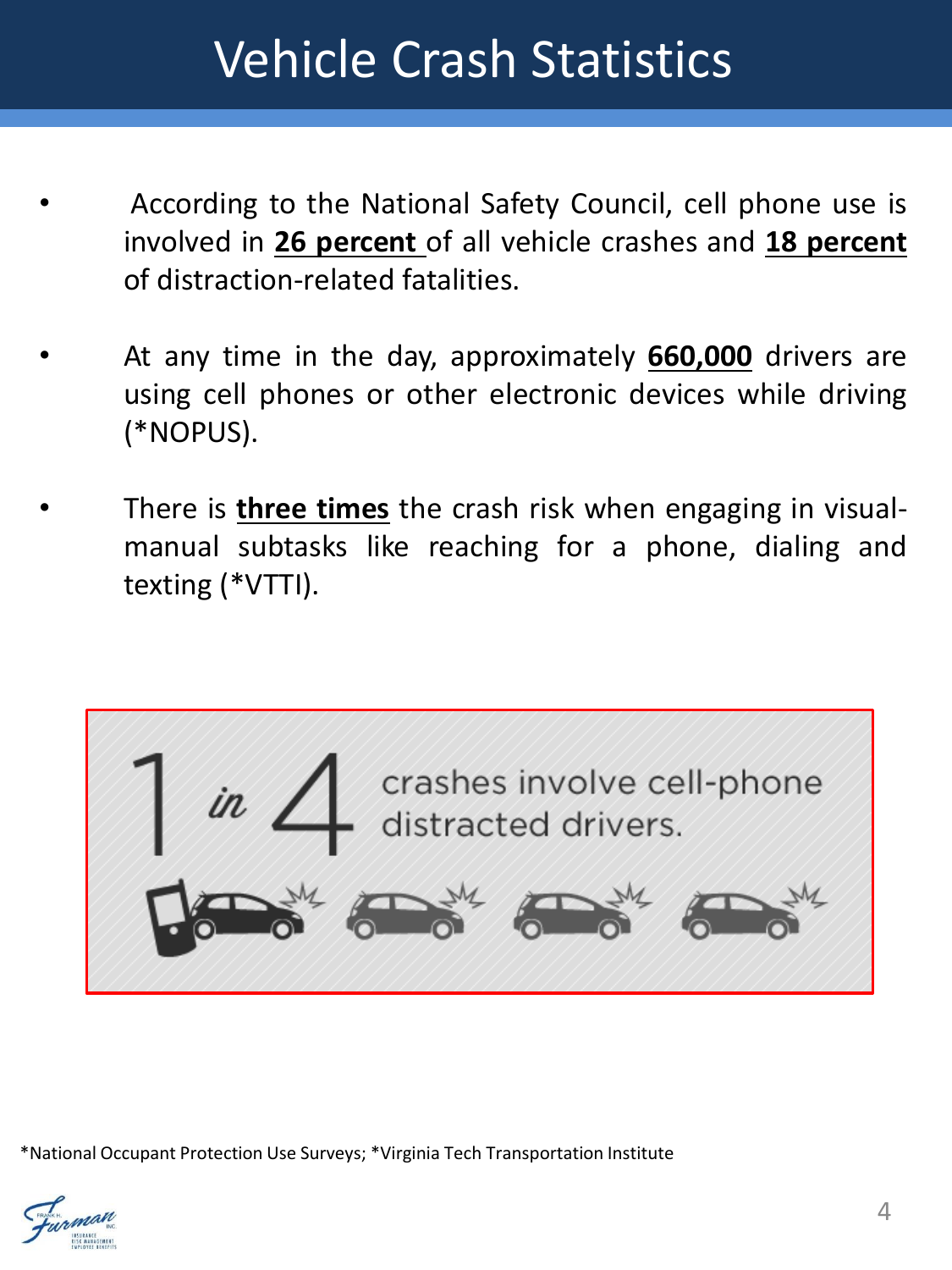# Vehicle Crash Statistics

- According to the National Safety Council, cell phone use is involved in **26 percent** of all vehicle crashes and **18 percent** of distraction-related fatalities.
- At any time in the day, approximately **660,000** drivers are using cell phones or other electronic devices while driving (*NOPUS).
- There is **three times** the crash risk when engaging in visual-manual subtasks like reaching for a phone, dialing and texting (*VTTI).

1 in 4 crashes involve cell-phone distracted drivers.

*National Occupant Protection Use Surveys; *Virginia Tech Transportation Institute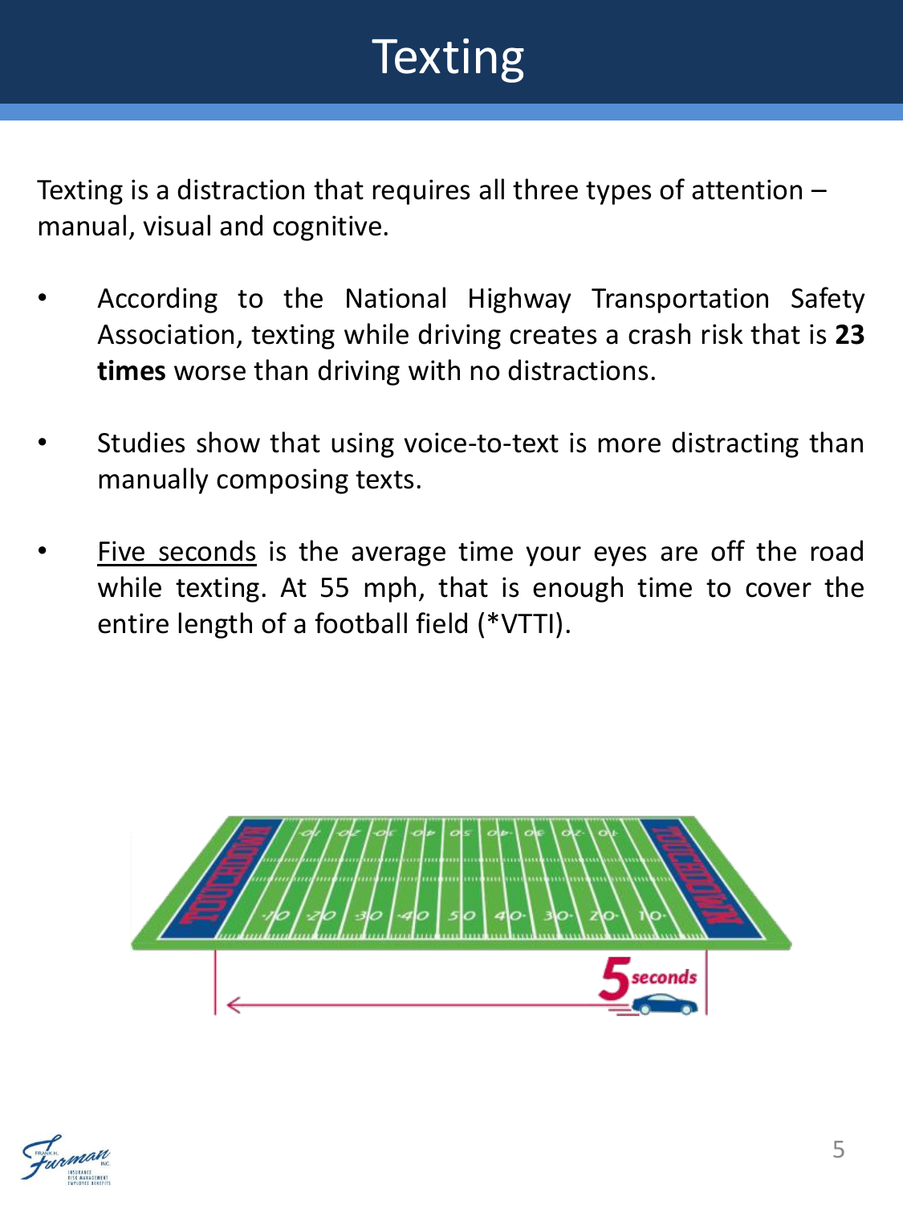# Texting

Texting is a distraction that requires all three types of attention – manual, visual and cognitive.

- According to the National Highway Transportation Safety Association, texting while driving creates a crash risk that is **23 times** worse than driving with no distractions.
- Studies show that using voice-to-text is more distracting than manually composing texts.
- <u>Five seconds</u> is the average time your eyes are off the road while texting. At 55 mph, that is enough time to cover the entire length of a football field (*VTTI).

5 seconds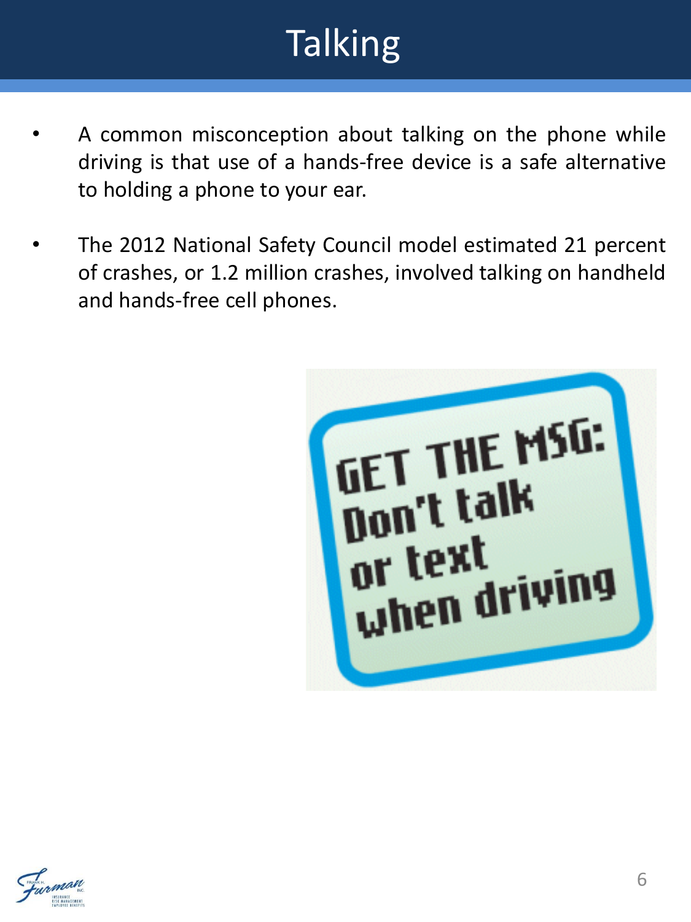# Talking

- A common misconception about talking on the phone while driving is that use of a hands-free device is a safe alternative to holding a phone to your ear.
- The 2012 National Safety Council model estimated 21 percent of crashes, or 1.2 million crashes, involved talking on handheld and hands-free cell phones.

GET THE MSG:
Don't talk
or text
when driving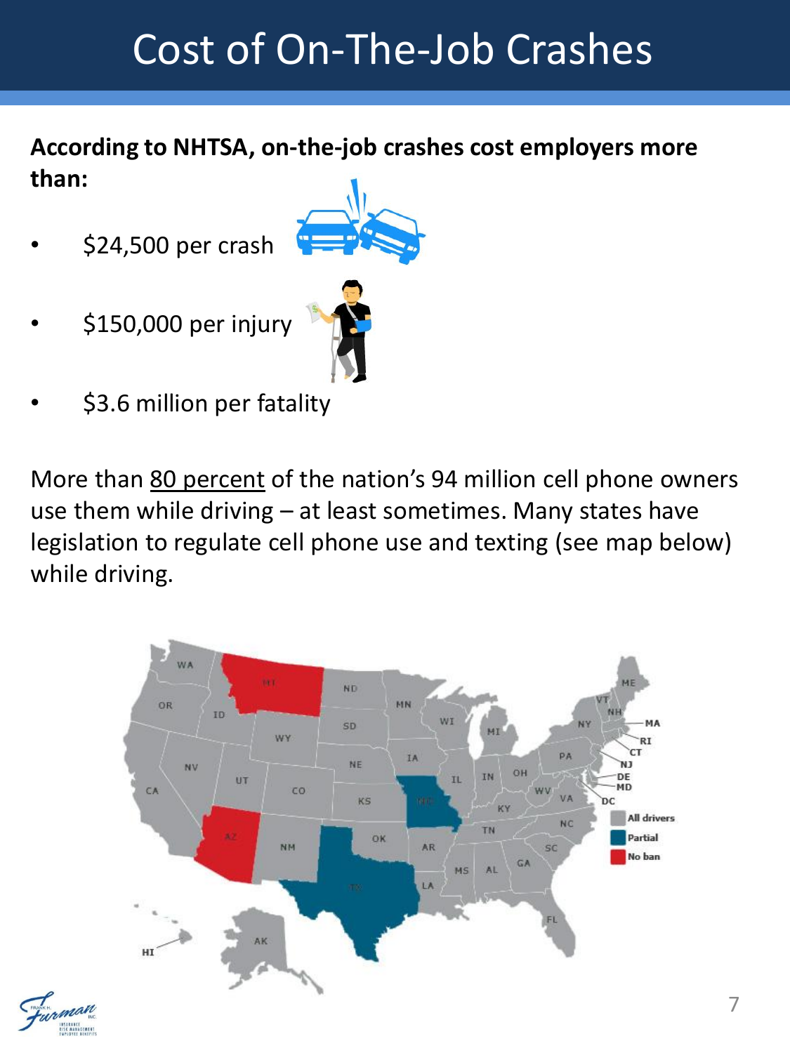# Cost of On-The-Job Crashes

**According to NHTSA, on-the-job crashes cost employers more than:**

- $24,500 per crash
- $150,000 per injury
- $3.6 million per fatality

More than 80 percent of the nation's 94 million cell phone owners use them while driving – at least sometimes. Many states have legislation to regulate cell phone use and texting (see map below) while driving.

All drivers
Partial
No ban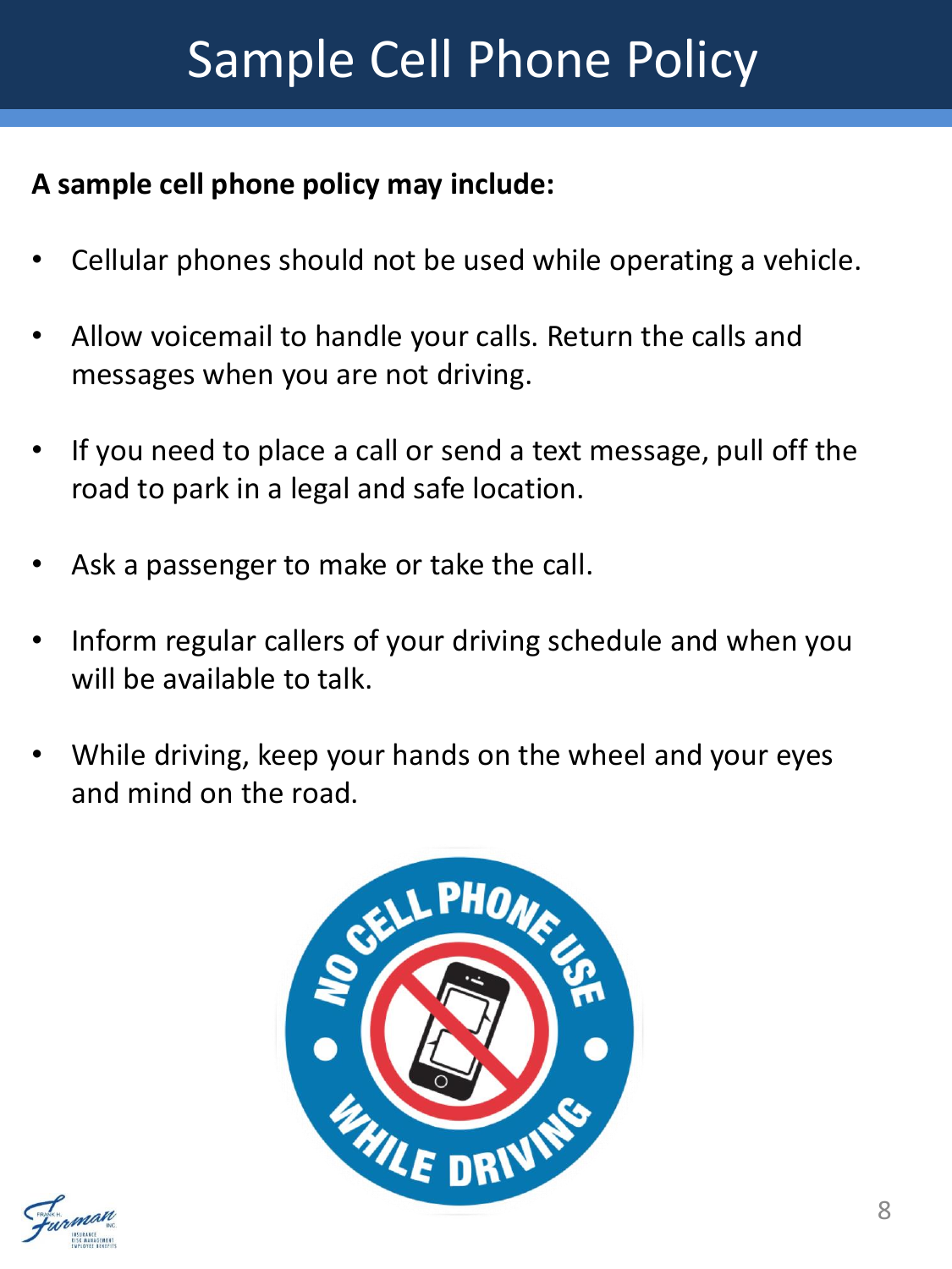# Sample Cell Phone Policy

**A sample cell phone policy may include:**

- Cellular phones should not be used while operating a vehicle.
- Allow voicemail to handle your calls. Return the calls and messages when you are not driving.
- If you need to place a call or send a text message, pull off the road to park in a legal and safe location.
- Ask a passenger to make or take the call.
- Inform regular callers of your driving schedule and when you will be available to talk.
- While driving, keep your hands on the wheel and your eyes and mind on the road.

NO CELL PHONE USE WHILE DRIVING